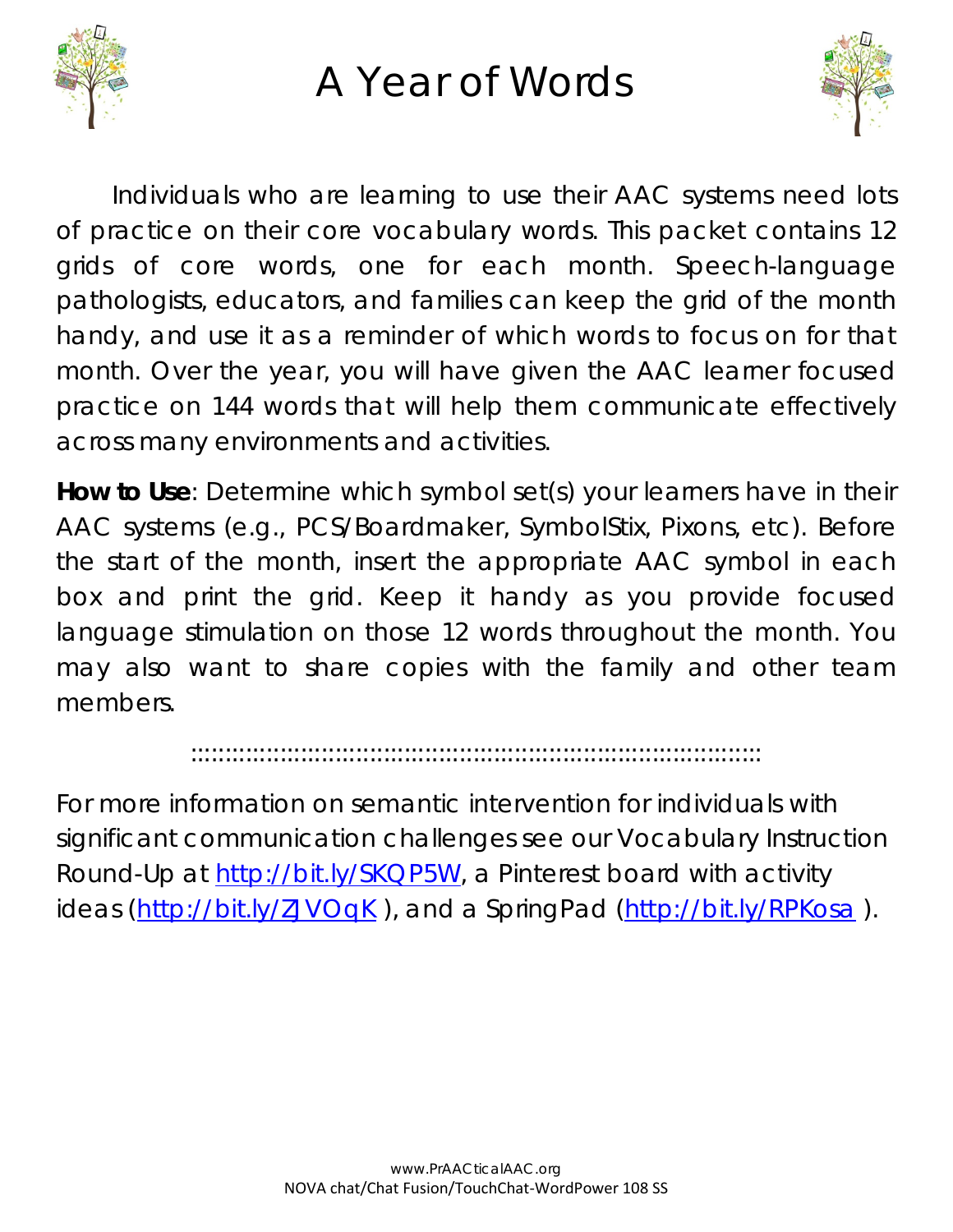# A Year of Words

Individuals who are learning to use their AAC systems need lots of practice on their core vocabulary words. This packet contains 12 grids of core words, one for each month. Speech-language pathologists, educators, and families can keep the grid of the month handy, and use it as a reminder of which words to focus on for that month. Over the year, you will have given the AAC learner focused practice on 144 words that will help them communicate effectively across many environments and activities.

**How to Use**: Determine which symbol set(s) your learners have in their AAC systems (e.g., PCS/Boardmaker, SymbolStix, Pixons, etc). Before the start of the month, insert the appropriate AAC symbol in each box and print the grid. Keep it handy as you provide focused language stimulation on those 12 words throughout the month. You may also want to share copies with the family and other team members.

::::::::::::::::::::::::::::::::::::::::::::::::::::::::::::::::::::::::::::::::::::::::

For more information on semantic intervention for individuals with significant communication challenges see our Vocabulary Instruction Round-Up at http://bit.ly/SKQP5W, a Pinterest board with activity ideas (http://bit.ly/ZJVOqK ), and a SpringPad (http://bit.ly/RPKosa ).

www.PrAACticalAAC.org
NOVA chat/Chat Fusion/TouchChat-WordPower 108 SS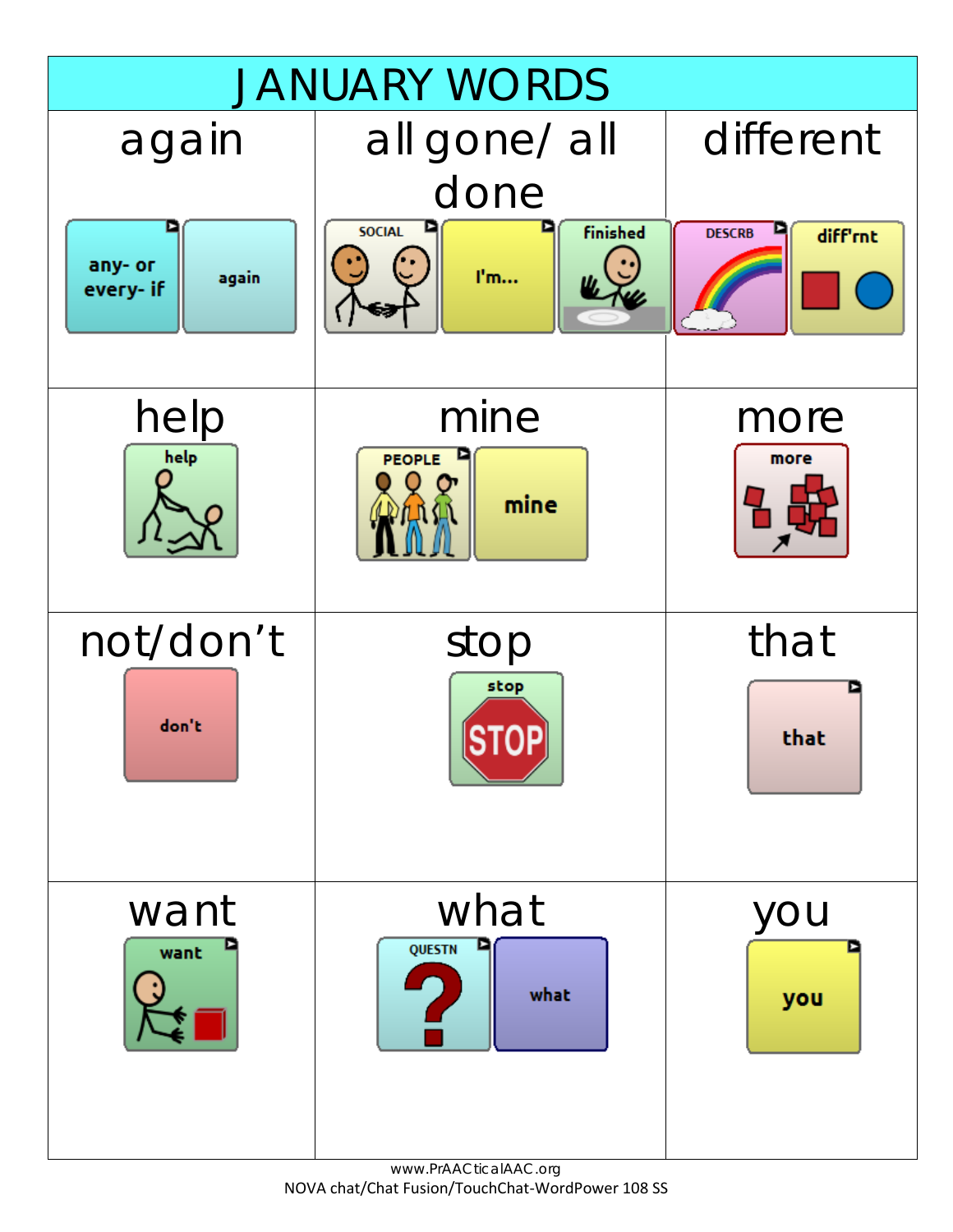# JANUARY WORDS

| again | all gone/ all done | different |
|---|---|---|
| any- or every- if · again | SOCIAL · I'm... · finished | DESCRB · diff'rnt |
| help | mine | more |
| help | PEOPLE · mine | more |
| not/don't | stop | that |
| don't | stop | that |
| want | what | you |
| want | QUESTN · what | you |

www.PrAACticalAAC.org
NOVA chat/Chat Fusion/TouchChat-WordPower 108 SS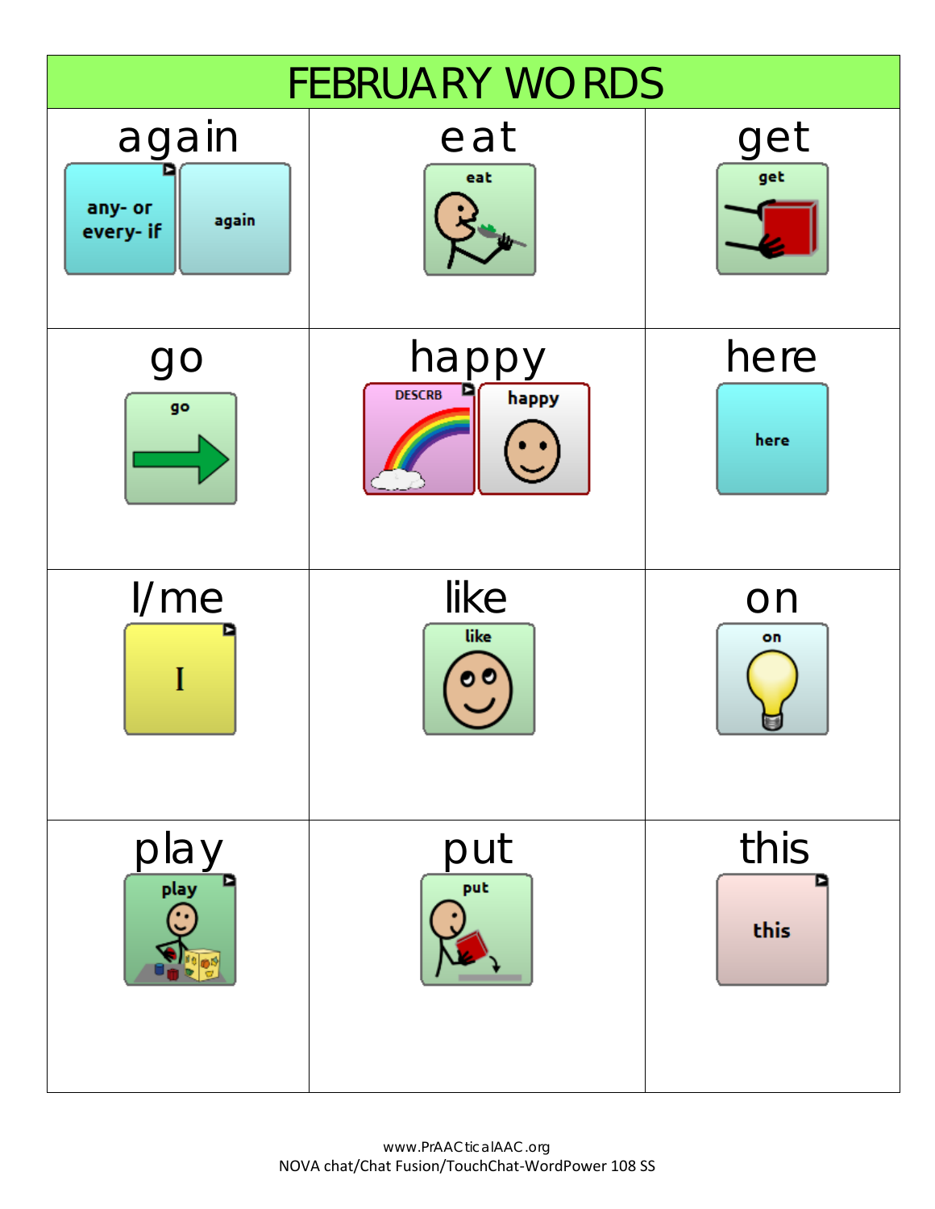# FEBRUARY WORDS

| again | eat | get |
|---|---|---|
| any- or every- if / again | eat | get |
| **go** | **happy** | **here** |
| go | DESCRB / happy | here |
| **I/me** | **like** | **on** |
| I | like | on |
| **play** | **put** | **this** |
| play | put | this |

www.PrAACticalAAC.org
NOVA chat/Chat Fusion/TouchChat-WordPower 108 SS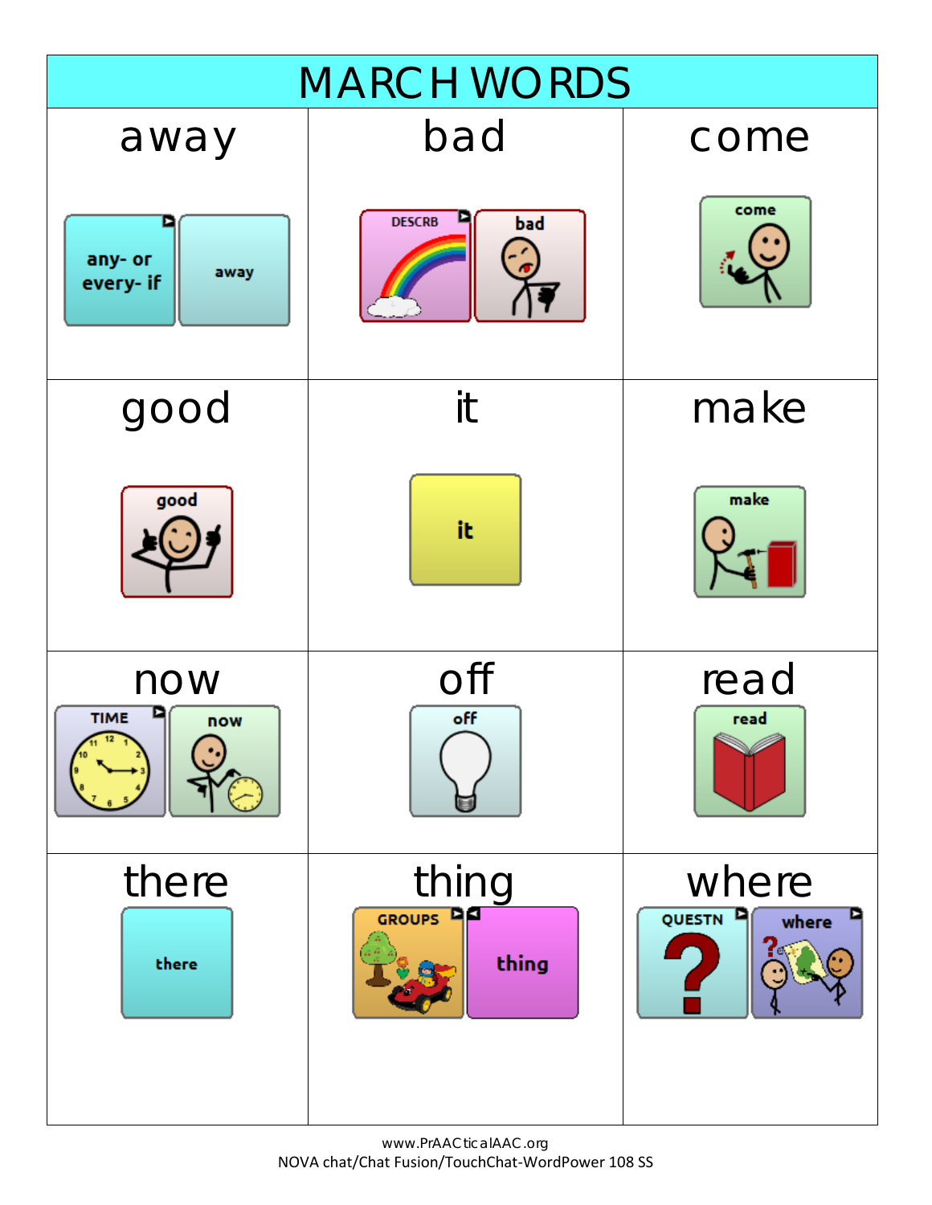# MARCH WORDS

| away | bad | come |
| --- | --- | --- |
| any- or every- if / away | DESCRB / bad | come |
| **good** | **it** | **make** |
| good | it | make |
| **now** | **off** | **read** |
| TIME / now | off | read |
| **there** | **thing** | **where** |
| there | GROUPS / thing | QUESTN / where |

www.PrAACticalAAC.org
NOVA chat/Chat Fusion/TouchChat-WordPower 108 SS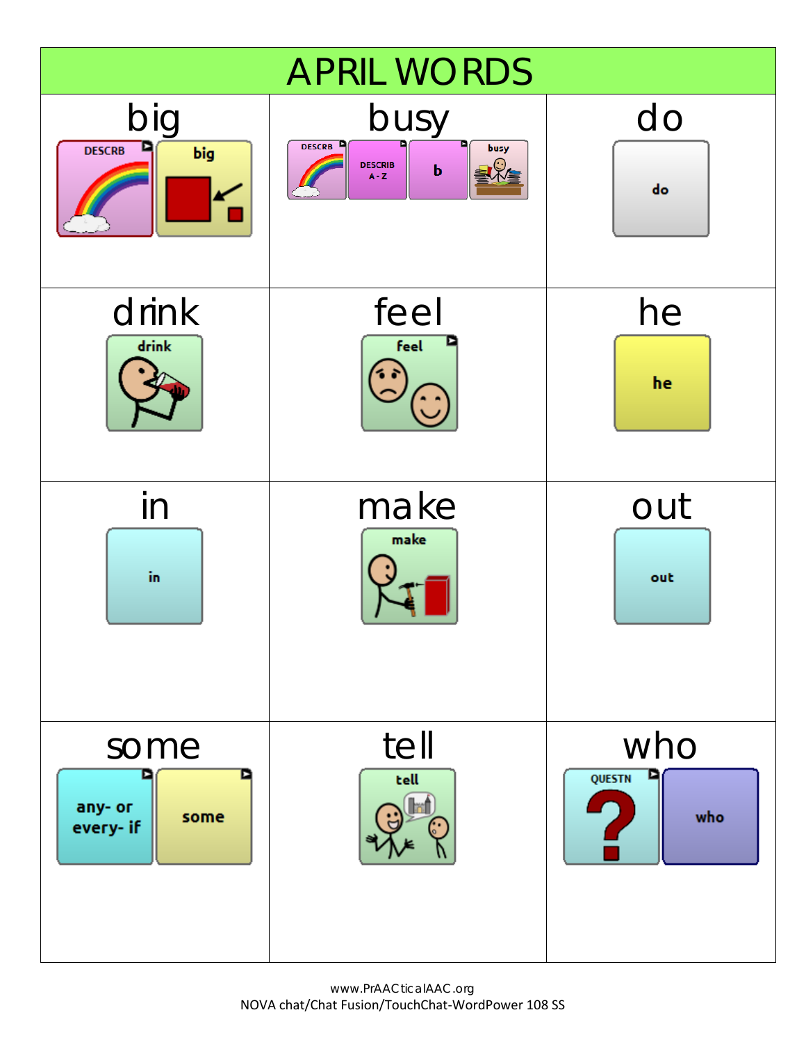# APRIL WORDS

| big | busy | do |
| --- | --- | --- |
| DESCRB / big | DESCRB / DESCRIB A - Z / b / busy | do |
| **drink** | **feel** | **he** |
| drink | feel | he |
| **in** | **make** | **out** |
| in | make | out |
| **some** | **tell** | **who** |
| any- or every- if / some | tell | QUESTN / who |

www.PrAACticalAAC.org
NOVA chat/Chat Fusion/TouchChat-WordPower 108 SS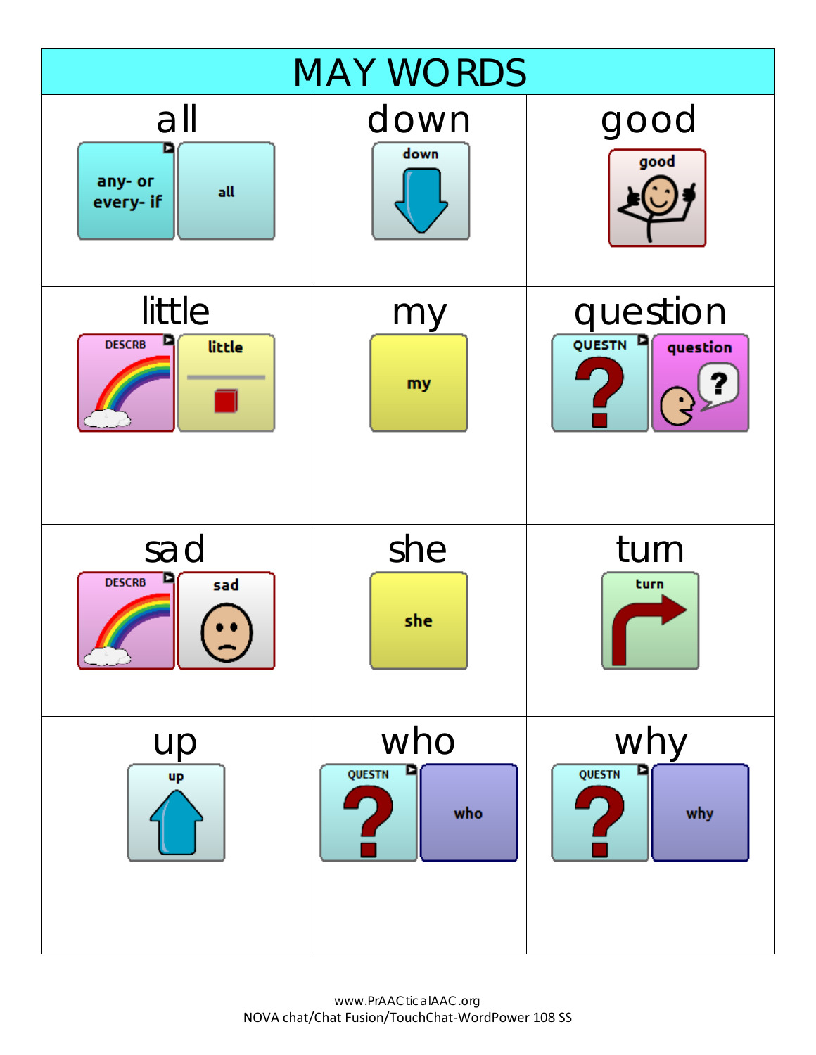# MAY WORDS

| all | down | good |
| --- | --- | --- |
| any- or every- if / all | down | good |
| **little** | **my** | **question** |
| DESCRB / little | my | QUESTN / question |
| **sad** | **she** | **turn** |
| DESCRB / sad | she | turn |
| **up** | **who** | **why** |
| up | QUESTN / who | QUESTN / why |

www.PrAACticalAAC.org
NOVA chat/Chat Fusion/TouchChat-WordPower 108 SS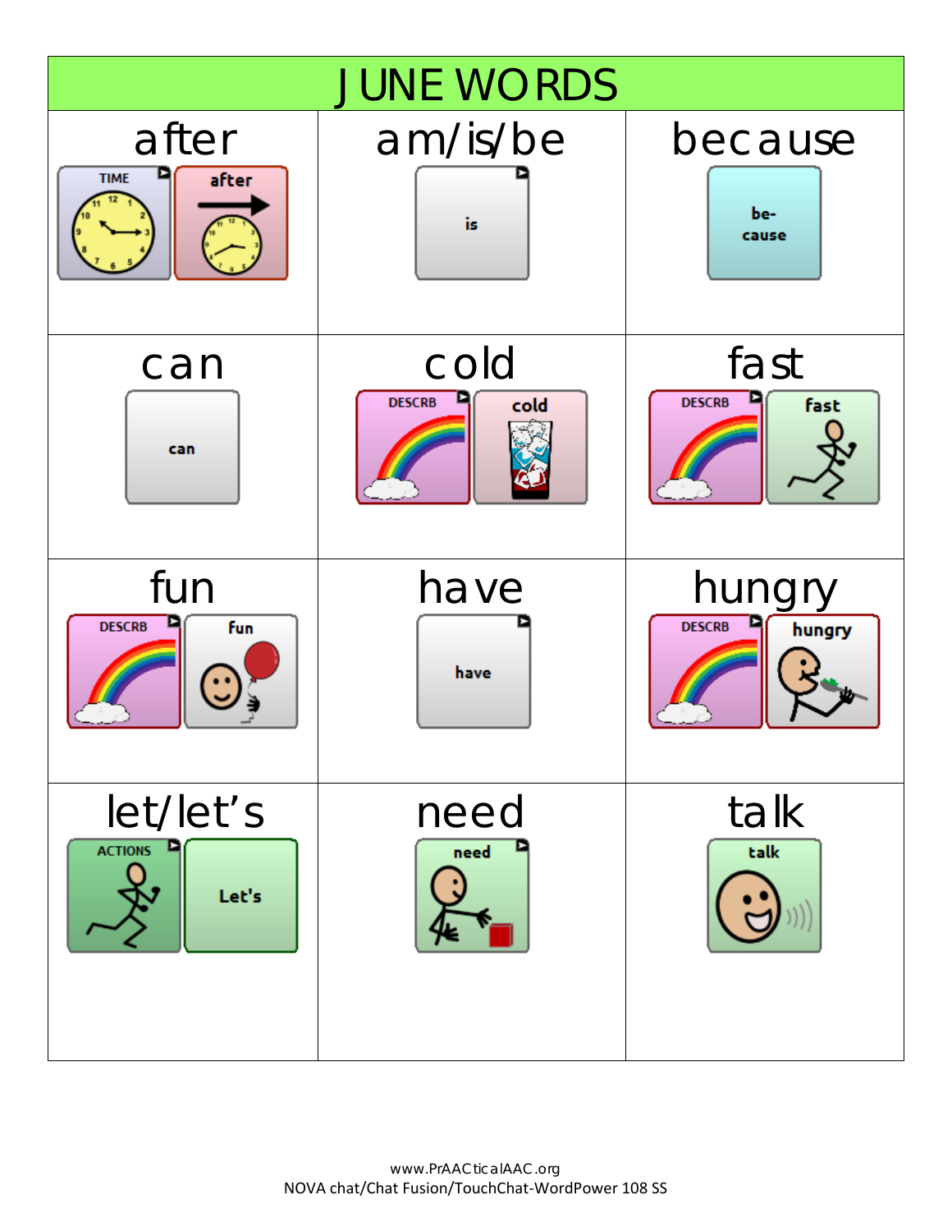# JUNE WORDS

| after | am/is/be | because |
|---|---|---|
| TIME / after | is | be- cause |
| **can** | **cold** | **fast** |
| can | DESCRB / cold | DESCRB / fast |
| **fun** | **have** | **hungry** |
| DESCRB / fun | have | DESCRB / hungry |
| **let/let's** | **need** | **talk** |
| ACTIONS / Let's | need | talk |

www.PrAACticalAAC.org
NOVA chat/Chat Fusion/TouchChat-WordPower 108 SS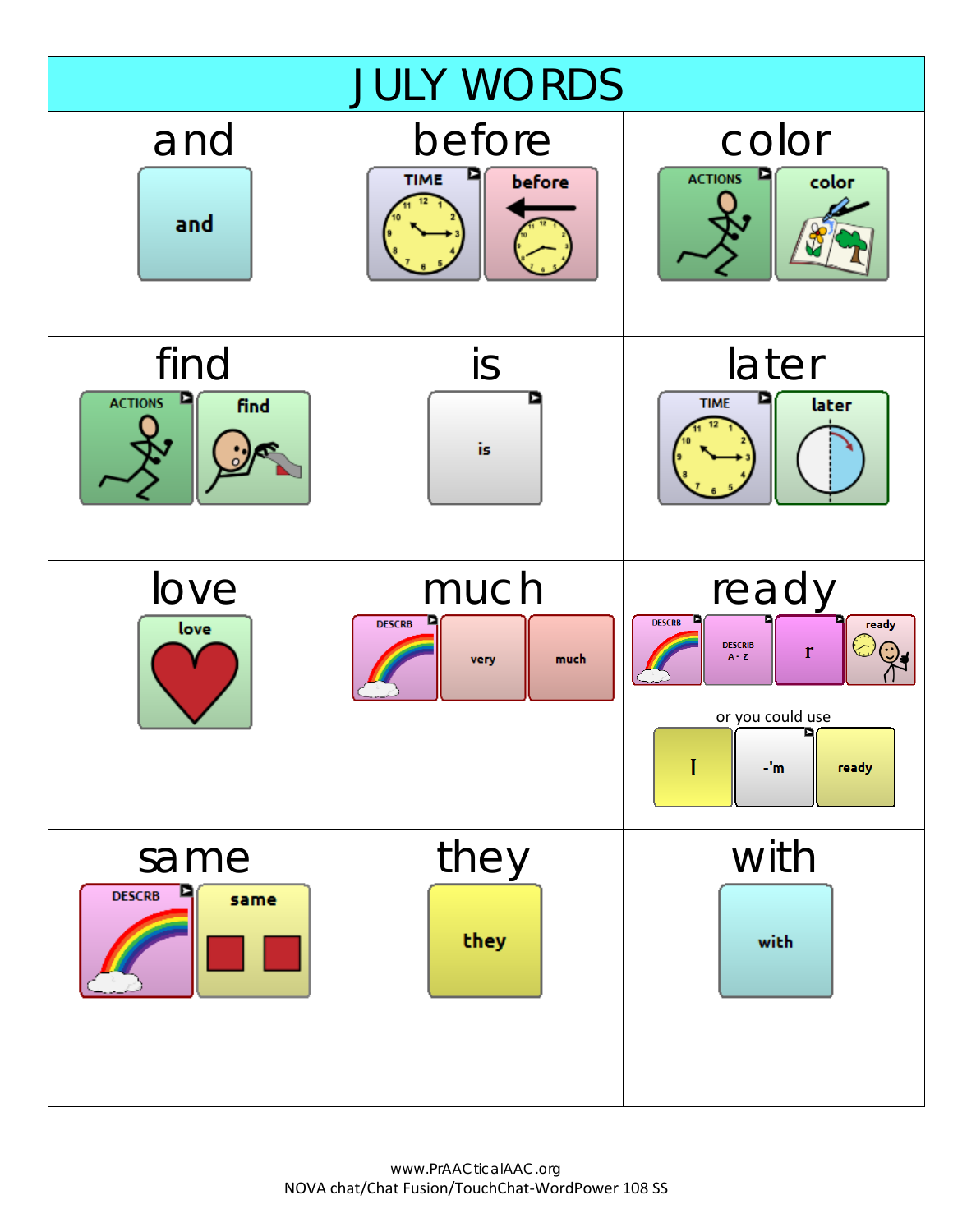# JULY WORDS

| and | before | color |
| --- | --- | --- |
| and | TIME, before | ACTIONS, color |
| **find** | **is** | **later** |
| ACTIONS, find | is | TIME, later |
| **love** | **much** | **ready** |
| love | DESCRB, very, much | DESCRB, DESCRIB A - Z, r, ready<br>or you could use<br>I, -'m, ready |
| **same** | **they** | **with** |
| DESCRB, same | they | with |

www.PrAACticalAAC.org
NOVA chat/Chat Fusion/TouchChat-WordPower 108 SS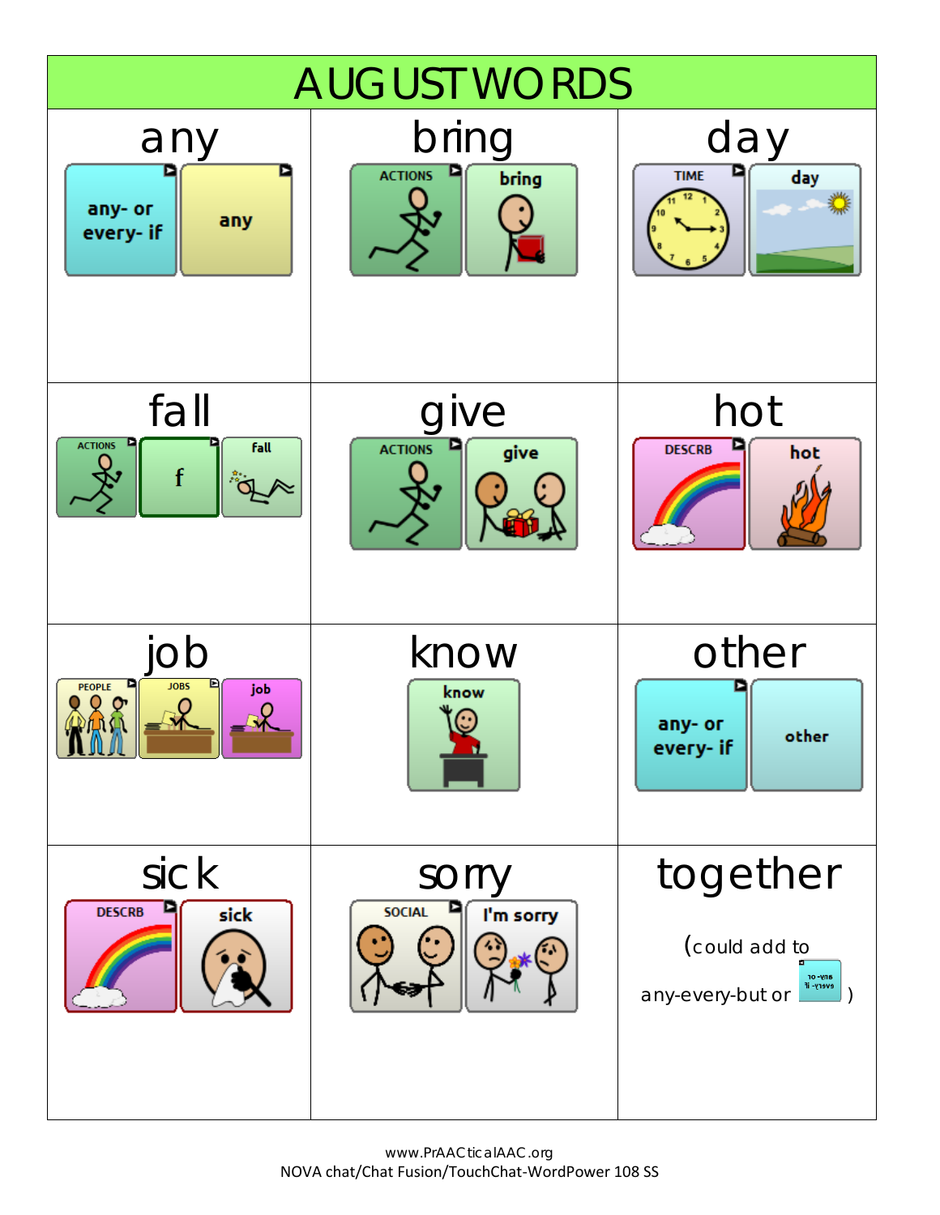# AUGUST WORDS

| any | bring | day |
|---|---|---|
| any- or every- if / any | ACTIONS / bring | TIME / day |
| **fall** | **give** | **hot** |
| ACTIONS / f / fall | ACTIONS / give | DESCRB / hot |
| **job** | **know** | **other** |
| PEOPLE / JOBS / job | know | any- or every- if / other |
| **sick** | **sorry** | **together** |
| DESCRB / sick | SOCIAL / I'm sorry | (could add to any-every-but or ) |

www.PrAACticalAAC.org
NOVA chat/Chat Fusion/TouchChat-WordPower 108 SS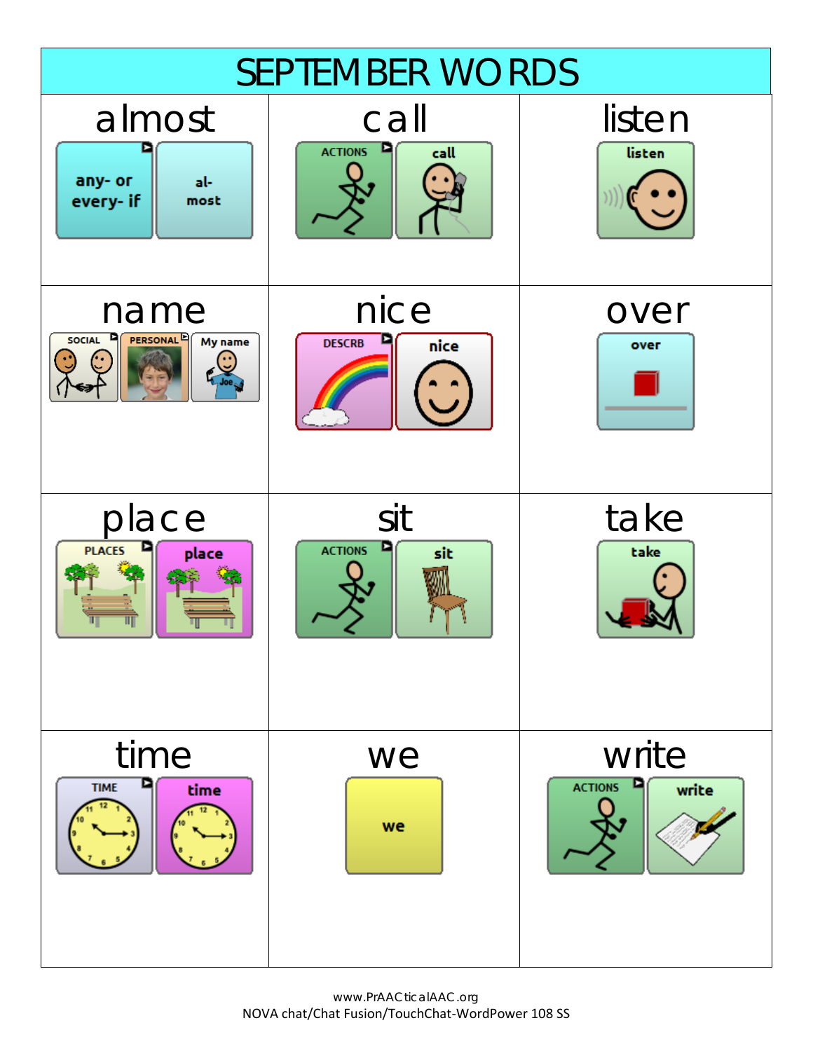# SEPTEMBER WORDS

| almost | call | listen |
| --- | --- | --- |
| any- or every- if / al- most | ACTIONS / call | listen |
| **name** | **nice** | **over** |
| SOCIAL / PERSONAL / My name | DESCRB / nice | over |
| **place** | **sit** | **take** |
| PLACES / place | ACTIONS / sit | take |
| **time** | **we** | **write** |
| TIME / time | we | ACTIONS / write |

www.PrAACticalAAC.org
NOVA chat/Chat Fusion/TouchChat-WordPower 108 SS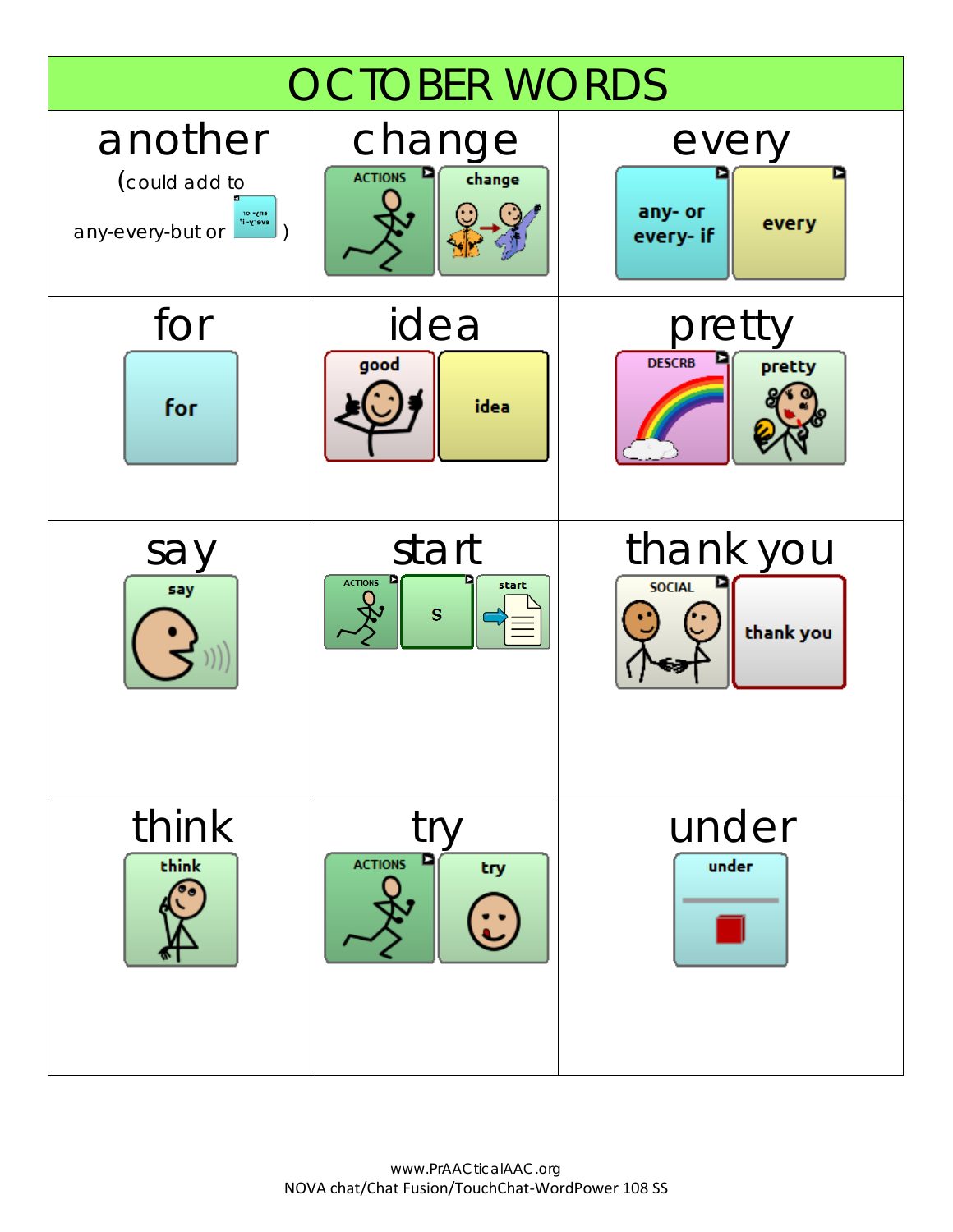# OCTOBER WORDS

| another | change | every |
|---|---|---|
| (could add to any-every-but or any- or every- if) | ACTIONS → change | any- or every- if → every |
| **for** | **idea** | **pretty** |
| for | good → idea | DESCRB → pretty |
| **say** | **start** | **thank you** |
| say | ACTIONS → s → start | SOCIAL → thank you |
| **think** | **try** | **under** |
| think | ACTIONS → try | under |

www.PrAACticalAAC.org
NOVA chat/Chat Fusion/TouchChat-WordPower 108 SS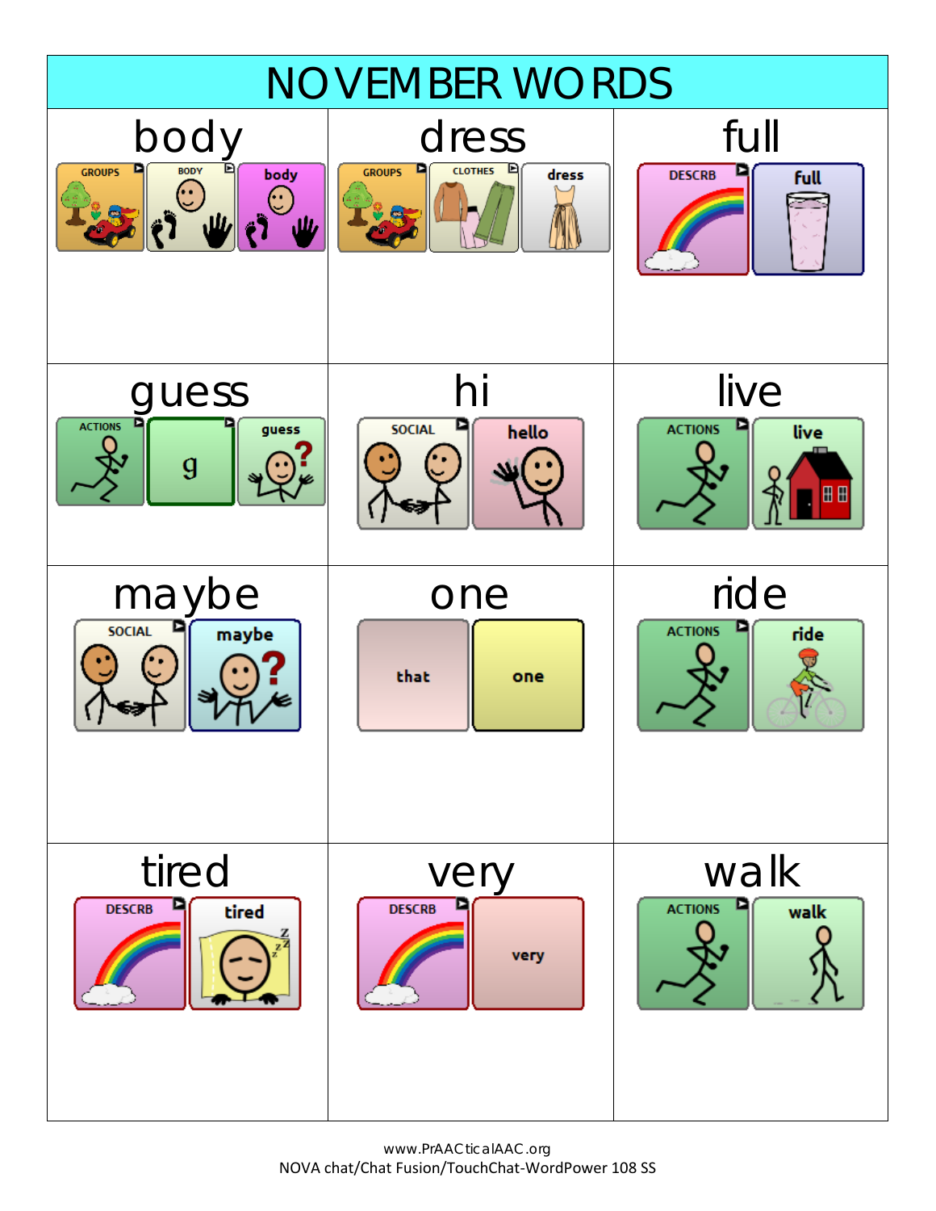# NOVEMBER WORDS

| body | dress | full |
| --- | --- | --- |
| GROUPS → BODY → body | GROUPS → CLOTHES → dress | DESCRB → full |
| **guess** | **hi** | **live** |
| ACTIONS → g → guess | SOCIAL → hello | ACTIONS → live |
| **maybe** | **one** | **ride** |
| SOCIAL → maybe | that → one | ACTIONS → ride |
| **tired** | **very** | **walk** |
| DESCRB → tired | DESCRB → very | ACTIONS → walk |

www.PrAACticalAAC.org
NOVA chat/Chat Fusion/TouchChat-WordPower 108 SS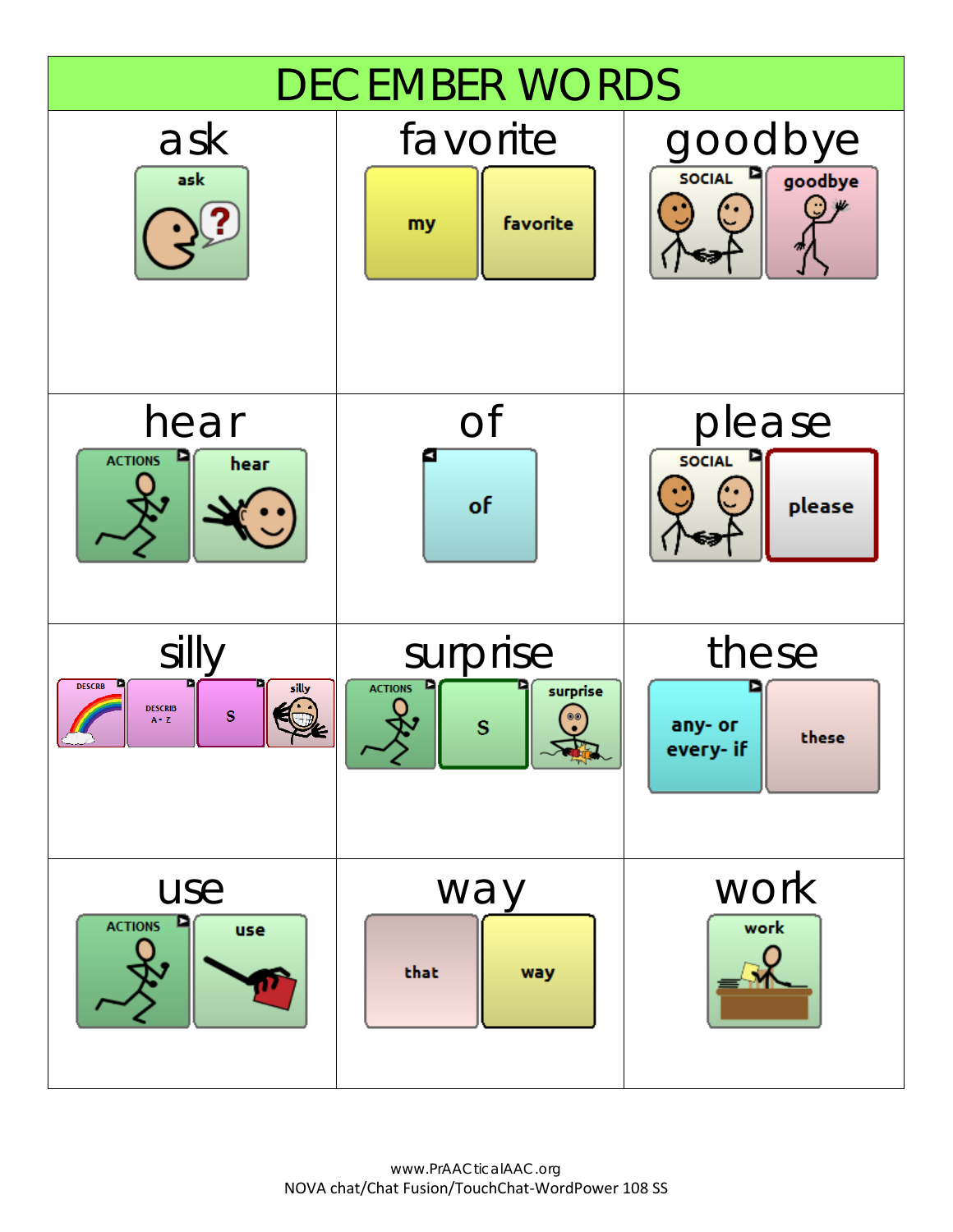# DECEMBER WORDS

| | | |
|---|---|---|
| ask<br>ask | favorite<br>my · favorite | goodbye<br>SOCIAL · goodbye |
| hear<br>ACTIONS · hear | of<br>of | please<br>SOCIAL · please |
| silly<br>DESCRB · DESCRIB A - Z · S · silly | surprise<br>ACTIONS · S · surprise | these<br>any- or every- if · these |
| use<br>ACTIONS · use | way<br>that · way | work<br>work |

www.PrAACticalAAC.org
NOVA chat/Chat Fusion/TouchChat-WordPower 108 SS